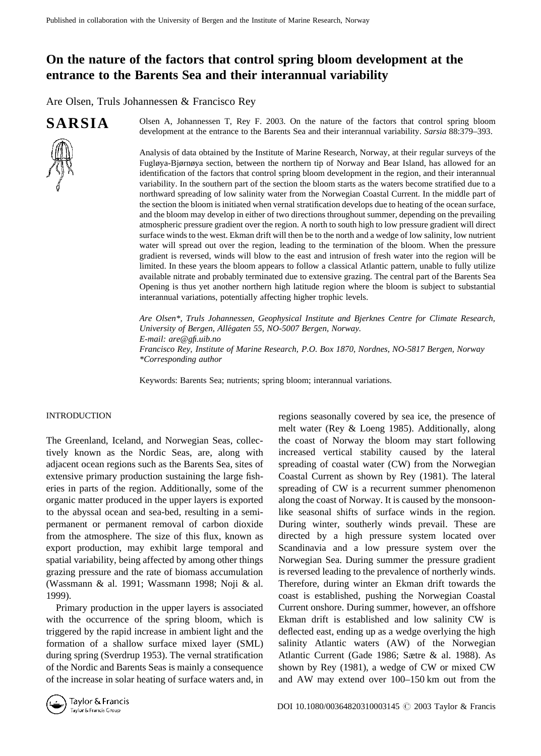Published in collaboration with the University of Bergen and the Institute of Marine Research, Norway

# On the nature of the factors that control spring bloom development at the entrance to the Barents Sea and their interannual variability

Are Olsen, Truls Johannessen & Francisco Rey

**SARSIA**

Olsen A, Johannessen T, Rey F. 2003. On the nature of the factors that control spring bloom development at the entrance to the Barents Sea and their interannual variability. *Sarsia* 88:379–393.

Analysis of data obtained by the Institute of Marine Research, Norway, at their regular surveys of the Fugløya-Bjørnøya section, between the northern tip of Norway and Bear Island, has allowed for an identification of the factors that control spring bloom development in the region, and their interannual variability. In the southern part of the section the bloom starts as the waters become stratified due to a northward spreading of low salinity water from the Norwegian Coastal Current. In the middle part of the section the bloom is initiated when vernal stratification develops due to heating of the ocean surface, and the bloom may develop in either of two directions throughout summer, depending on the prevailing atmospheric pressure gradient over the region. A north to south high to low pressure gradient will direct surface winds to the west. Ekman drift will then be to the north and a wedge of low salinity, low nutrient water will spread out over the region, leading to the termination of the bloom. When the pressure gradient is reversed, winds will blow to the east and intrusion of fresh water into the region will be limited. In these years the bloom appears to follow a classical Atlantic pattern, unable to fully utilize available nitrate and probably terminated due to extensive grazing. The central part of the Barents Sea Opening is thus yet another northern high latitude region where the bloom is subject to substantial interannual variations, potentially affecting higher trophic levels.

*Are Olsen\*, Truls Johannessen, Geophysical Institute and Bjerknes Centre for Climate Research, University of Bergen, Allégaten 55, NO-5007 Bergen, Norway.*
*E-mail: are@gfi.uib.no*
*Francisco Rey, Institute of Marine Research, P.O. Box 1870, Nordnes, NO-5817 Bergen, Norway*
*\*Corresponding author*

Keywords: Barents Sea; nutrients; spring bloom; interannual variations.

## INTRODUCTION

The Greenland, Iceland, and Norwegian Seas, collectively known as the Nordic Seas, are, along with adjacent ocean regions such as the Barents Sea, sites of extensive primary production sustaining the large fisheries in parts of the region. Additionally, some of the organic matter produced in the upper layers is exported to the abyssal ocean and sea-bed, resulting in a semi-permanent or permanent removal of carbon dioxide from the atmosphere. The size of this flux, known as export production, may exhibit large temporal and spatial variability, being affected by among other things grazing pressure and the rate of biomass accumulation (Wassmann & al. 1991; Wassmann 1998; Noji & al. 1999).

Primary production in the upper layers is associated with the occurrence of the spring bloom, which is triggered by the rapid increase in ambient light and the formation of a shallow surface mixed layer (SML) during spring (Sverdrup 1953). The vernal stratification of the Nordic and Barents Seas is mainly a consequence of the increase in solar heating of surface waters and, in regions seasonally covered by sea ice, the presence of melt water (Rey & Loeng 1985). Additionally, along the coast of Norway the bloom may start following increased vertical stability caused by the lateral spreading of coastal water (CW) from the Norwegian Coastal Current as shown by Rey (1981). The lateral spreading of CW is a recurrent summer phenomenon along the coast of Norway. It is caused by the monsoon-like seasonal shifts of surface winds in the region. During winter, southerly winds prevail. These are directed by a high pressure system located over Scandinavia and a low pressure system over the Norwegian Sea. During summer the pressure gradient is reversed leading to the prevalence of northerly winds. Therefore, during winter an Ekman drift towards the coast is established, pushing the Norwegian Coastal Current onshore. During summer, however, an offshore Ekman drift is established and low salinity CW is deflected east, ending up as a wedge overlying the high salinity Atlantic waters (AW) of the Norwegian Atlantic Current (Gade 1986; Sætre & al. 1988). As shown by Rey (1981), a wedge of CW or mixed CW and AW may extend over 100–150 km out from the

DOI 10.1080/00364820310003145 © 2003 Taylor & Francis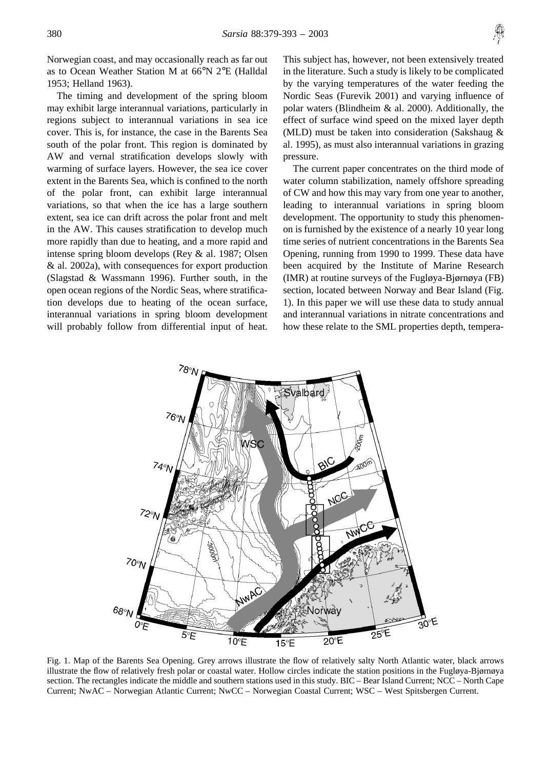Norwegian coast, and may occasionally reach as far out as to Ocean Weather Station M at 66°N 2°E (Halldal 1953; Helland 1963).

The timing and development of the spring bloom may exhibit large interannual variations, particularly in regions subject to interannual variations in sea ice cover. This is, for instance, the case in the Barents Sea south of the polar front. This region is dominated by AW and vernal stratification develops slowly with warming of surface layers. However, the sea ice cover extent in the Barents Sea, which is confined to the north of the polar front, can exhibit large interannual variations, so that when the ice has a large southern extent, sea ice can drift across the polar front and melt in the AW. This causes stratification to develop much more rapidly than due to heating, and a more rapid and intense spring bloom develops (Rey & al. 1987; Olsen & al. 2002a), with consequences for export production (Slagstad & Wassmann 1996). Further south, in the open ocean regions of the Nordic Seas, where stratification develops due to heating of the ocean surface, interannual variations in spring bloom development will probably follow from differential input of heat. This subject has, however, not been extensively treated in the literature. Such a study is likely to be complicated by the varying temperatures of the water feeding the Nordic Seas (Furevik 2001) and varying influence of polar waters (Blindheim & al. 2000). Additionally, the effect of surface wind speed on the mixed layer depth (MLD) must be taken into consideration (Sakshaug & al. 1995), as must also interannual variations in grazing pressure.

The current paper concentrates on the third mode of water column stabilization, namely offshore spreading of CW and how this may vary from one year to another, leading to interannual variations in spring bloom development. The opportunity to study this phenomenon is furnished by the existence of a nearly 10 year long time series of nutrient concentrations in the Barents Sea Opening, running from 1990 to 1999. These data have been acquired by the Institute of Marine Research (IMR) at routine surveys of the Fugløya-Bjørnøya (FB) section, located between Norway and Bear Island (Fig. 1). In this paper we will use these data to study annual and interannual variations in nitrate concentrations and how these relate to the SML properties depth, tempera-

78°N
76°N
74°N
72°N
70°N
68°N
0°E
5°E
10°E
15°E
20°E
25°E
30°E
Svalbard
WSC
BIC
NCC
NwCC
NwAC
Norway
200m
400m
3000m

Fig. 1. Map of the Barents Sea Opening. Grey arrows illustrate the flow of relatively salty North Atlantic water, black arrows illustrate the flow of relatively fresh polar or coastal water. Hollow circles indicate the station positions in the Fugløya-Bjørnøya section. The rectangles indicate the middle and southern stations used in this study. BIC – Bear Island Current; NCC – North Cape Current; NwAC – Norwegian Atlantic Current; NwCC – Norwegian Coastal Current; WSC – West Spitsbergen Current.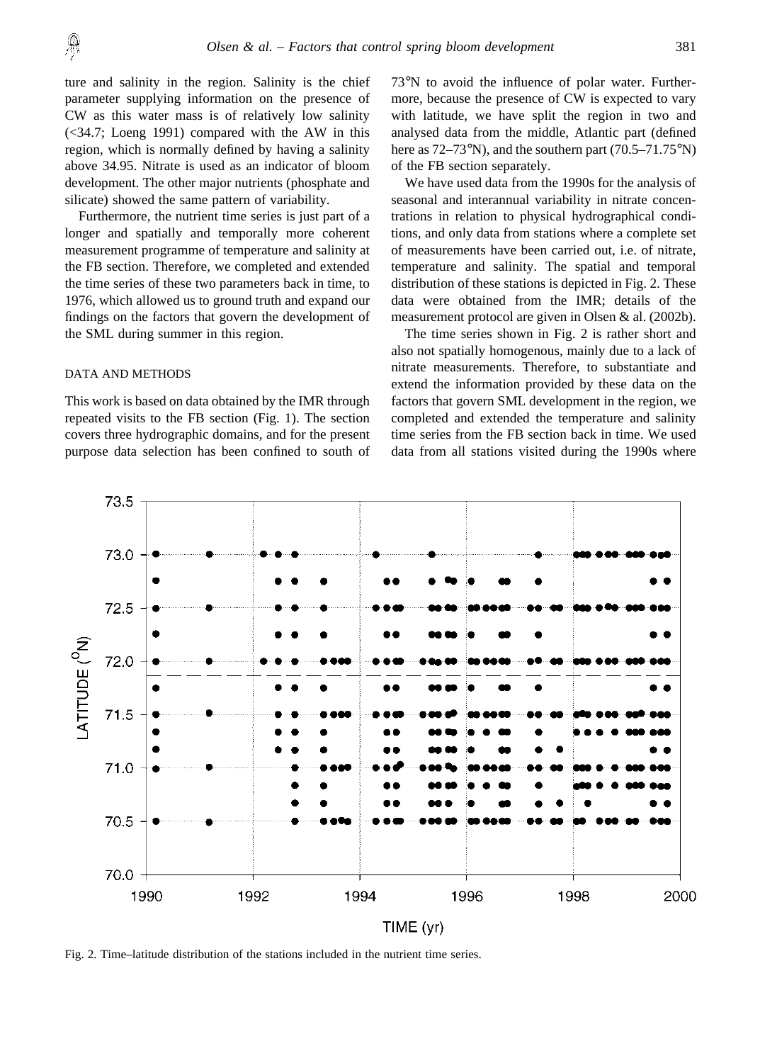ture and salinity in the region. Salinity is the chief parameter supplying information on the presence of CW as this water mass is of relatively low salinity (<34.7; Loeng 1991) compared with the AW in this region, which is normally defined by having a salinity above 34.95. Nitrate is used as an indicator of bloom development. The other major nutrients (phosphate and silicate) showed the same pattern of variability.

Furthermore, the nutrient time series is just part of a longer and spatially and temporally more coherent measurement programme of temperature and salinity at the FB section. Therefore, we completed and extended the time series of these two parameters back in time, to 1976, which allowed us to ground truth and expand our findings on the factors that govern the development of the SML during summer in this region.

## DATA AND METHODS

This work is based on data obtained by the IMR through repeated visits to the FB section (Fig. 1). The section covers three hydrographic domains, and for the present purpose data selection has been confined to south of 73°N to avoid the influence of polar water. Furthermore, because the presence of CW is expected to vary with latitude, we have split the region in two and analysed data from the middle, Atlantic part (defined here as 72–73°N), and the southern part (70.5–71.75°N) of the FB section separately.

We have used data from the 1990s for the analysis of seasonal and interannual variability in nitrate concentrations in relation to physical hydrographical conditions, and only data from stations where a complete set of measurements have been carried out, i.e. of nitrate, temperature and salinity. The spatial and temporal distribution of these stations is depicted in Fig. 2. These data were obtained from the IMR; details of the measurement protocol are given in Olsen & al. (2002b).

The time series shown in Fig. 2 is rather short and also not spatially homogenous, mainly due to a lack of nitrate measurements. Therefore, to substantiate and extend the information provided by these data on the factors that govern SML development in the region, we completed and extended the temperature and salinity time series from the FB section back in time. We used data from all stations visited during the 1990s where

LATITUDE (°N)
73.5
73.0
72.5
72.0
71.5
71.0
70.5
70.0
1990 1992 1994 1996 1998 2000
TIME (yr)

Fig. 2. Time–latitude distribution of the stations included in the nutrient time series.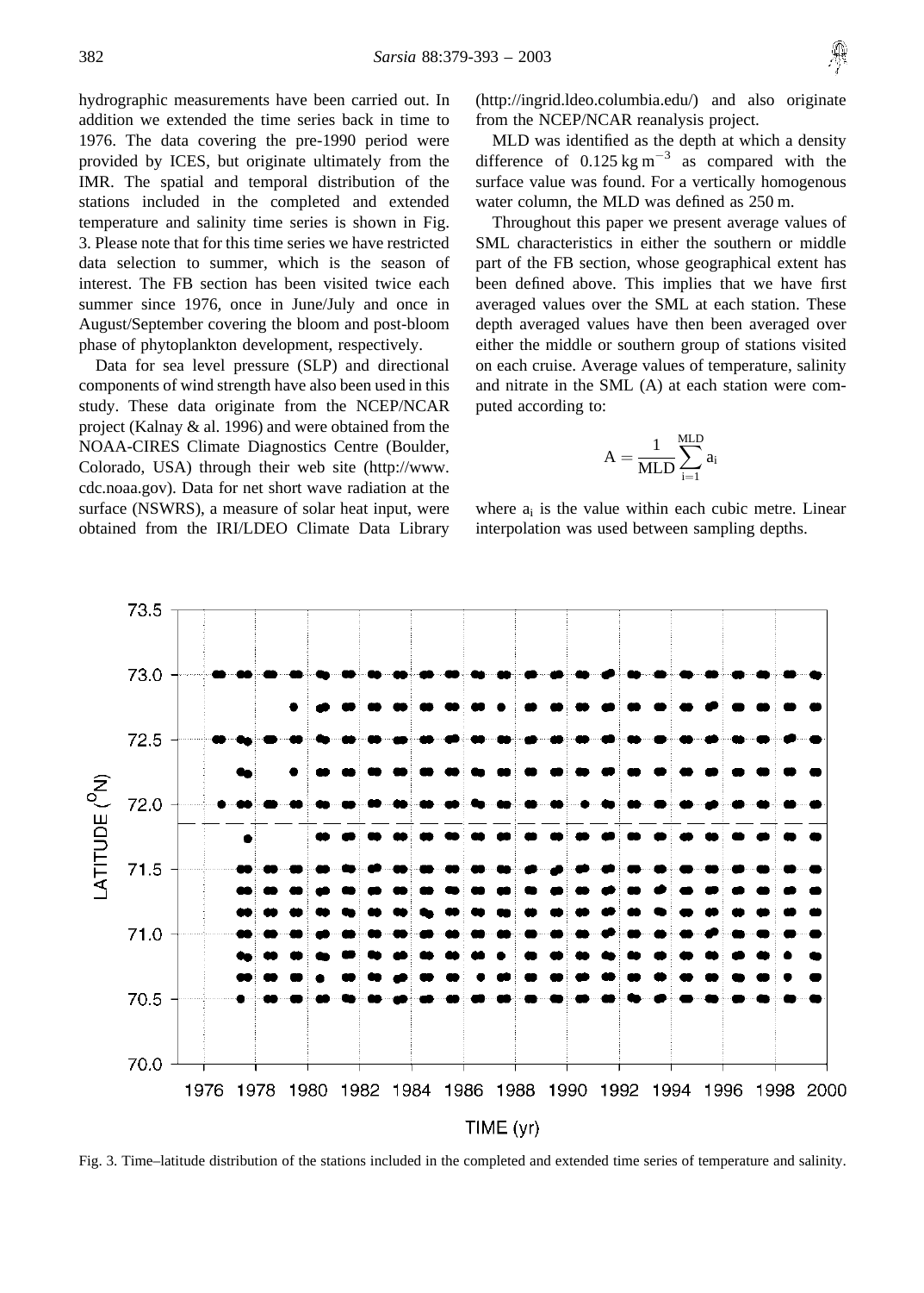hydrographic measurements have been carried out. In addition we extended the time series back in time to 1976. The data covering the pre-1990 period were provided by ICES, but originate ultimately from the IMR. The spatial and temporal distribution of the stations included in the completed and extended temperature and salinity time series is shown in Fig. 3. Please note that for this time series we have restricted data selection to summer, which is the season of interest. The FB section has been visited twice each summer since 1976, once in June/July and once in August/September covering the bloom and post-bloom phase of phytoplankton development, respectively.

Data for sea level pressure (SLP) and directional components of wind strength have also been used in this study. These data originate from the NCEP/NCAR project (Kalnay & al. 1996) and were obtained from the NOAA-CIRES Climate Diagnostics Centre (Boulder, Colorado, USA) through their web site (http://www.cdc.noaa.gov). Data for net short wave radiation at the surface (NSWRS), a measure of solar heat input, were obtained from the IRI/LDEO Climate Data Library (http://ingrid.ldeo.columbia.edu/) and also originate from the NCEP/NCAR reanalysis project.

MLD was identified as the depth at which a density difference of $0.125\,\mathrm{kg\,m^{-3}}$ as compared with the surface value was found. For a vertically homogenous water column, the MLD was defined as 250 m.

Throughout this paper we present average values of SML characteristics in either the southern or middle part of the FB section, whose geographical extent has been defined above. This implies that we have first averaged values over the SML at each station. These depth averaged values have then been averaged over either the middle or southern group of stations visited on each cruise. Average values of temperature, salinity and nitrate in the SML (A) at each station were computed according to:

$$\mathrm{A} = \frac{1}{\mathrm{MLD}} \sum_{i=1}^{\mathrm{MLD}} a_i$$

where $a_i$ is the value within each cubic metre. Linear interpolation was used between sampling depths.

LATITUDE (°N)
73.5
73.0
72.5
72.0
71.5
71.0
70.5
70.0
1976 1978 1980 1982 1984 1986 1988 1990 1992 1994 1996 1998 2000
TIME (yr)

Fig. 3. Time–latitude distribution of the stations included in the completed and extended time series of temperature and salinity.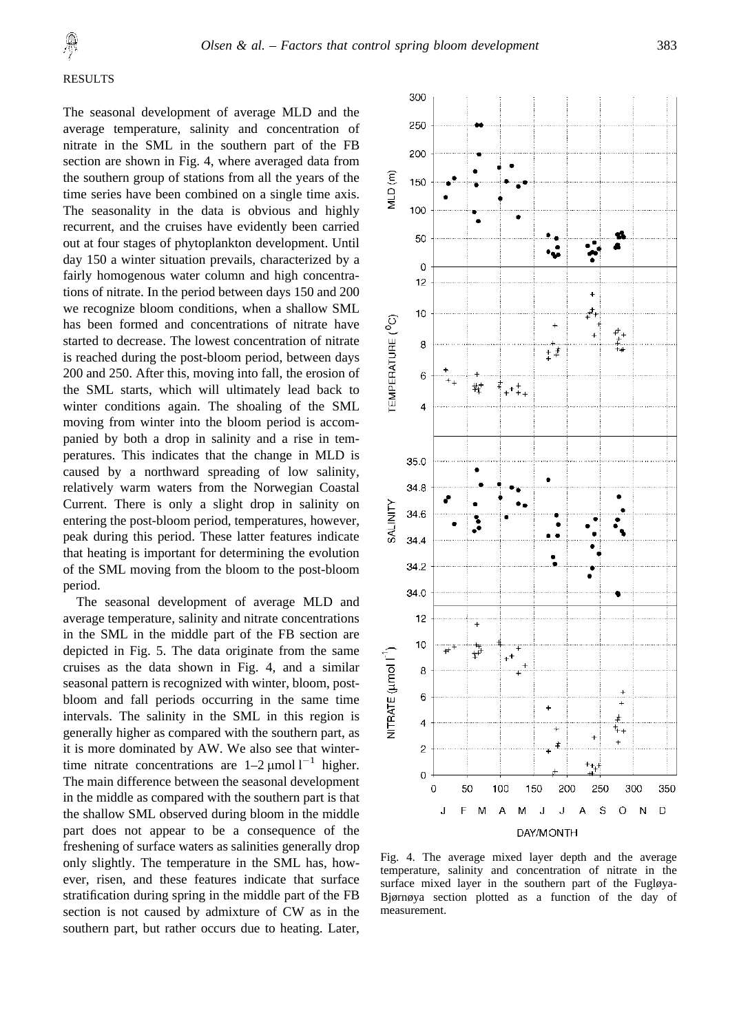## RESULTS

The seasonal development of average MLD and the average temperature, salinity and concentration of nitrate in the SML in the southern part of the FB section are shown in Fig. 4, where averaged data from the southern group of stations from all the years of the time series have been combined on a single time axis. The seasonality in the data is obvious and highly recurrent, and the cruises have evidently been carried out at four stages of phytoplankton development. Until day 150 a winter situation prevails, characterized by a fairly homogenous water column and high concentrations of nitrate. In the period between days 150 and 200 we recognize bloom conditions, when a shallow SML has been formed and concentrations of nitrate have started to decrease. The lowest concentration of nitrate is reached during the post-bloom period, between days 200 and 250. After this, moving into fall, the erosion of the SML starts, which will ultimately lead back to winter conditions again. The shoaling of the SML moving from winter into the bloom period is accompanied by both a drop in salinity and a rise in temperatures. This indicates that the change in MLD is caused by a northward spreading of low salinity, relatively warm waters from the Norwegian Coastal Current. There is only a slight drop in salinity on entering the post-bloom period, temperatures, however, peak during this period. These latter features indicate that heating is important for determining the evolution of the SML moving from the bloom to the post-bloom period.

The seasonal development of average MLD and average temperature, salinity and nitrate concentrations in the SML in the middle part of the FB section are depicted in Fig. 5. The data originate from the same cruises as the data shown in Fig. 4, and a similar seasonal pattern is recognized with winter, bloom, post-bloom and fall periods occurring in the same time intervals. The salinity in the SML in this region is generally higher as compared with the southern part, as it is more dominated by AW. We also see that winter-time nitrate concentrations are 1–2 $\mu$mol $l^{-1}$ higher. The main difference between the seasonal development in the middle as compared with the southern part is that the shallow SML observed during bloom in the middle part does not appear to be a consequence of the freshening of surface waters as salinities generally drop only slightly. The temperature in the SML has, however, risen, and these features indicate that surface stratification during spring in the middle part of the FB section is not caused by admixture of CW as in the southern part, but rather occurs due to heating. Later,

MLD (m)
300
250
200
150
100
50
0
TEMPERATURE (°C)
12
10
8
6
4
SALINITY
35.0
34.8
34.6
34.4
34.2
34.0
NITRATE ($\mu$mol $l^{-1}$)
12
10
8
6
4
2
0
0 50 100 150 200 250 300 350
J F M A M J J A S O N D
DAY/MONTH

Fig. 4. The average mixed layer depth and the average temperature, salinity and concentration of nitrate in the surface mixed layer in the southern part of the Fugløya-Bjørnøya section plotted as a function of the day of measurement.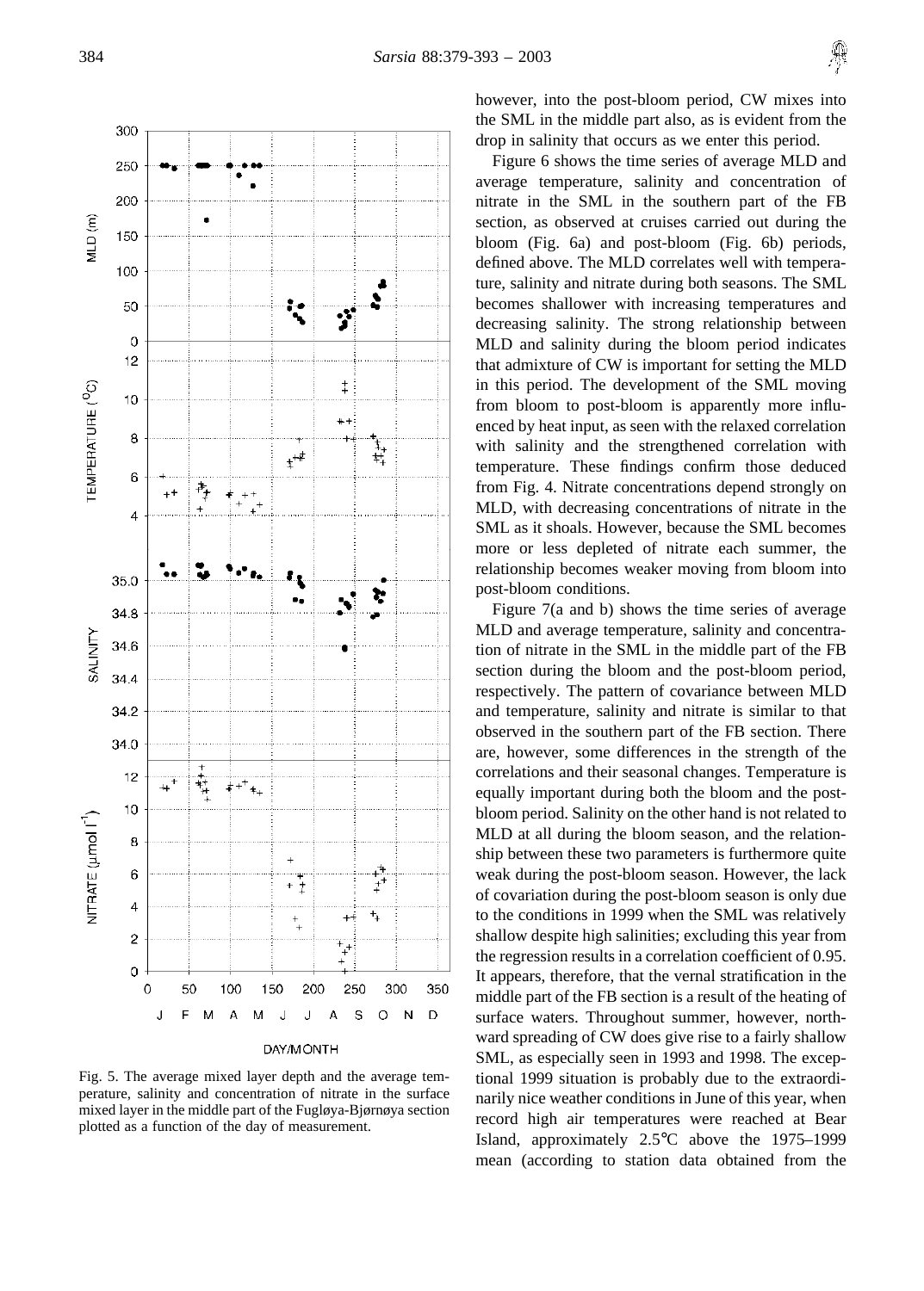MLD (m)

300
250
200
150
100
50
0

TEMPERATURE (°C)

12
10
8
6
4

SALINITY

35.0
34.8
34.6
34.4
34.2
34.0

NITRATE (μmol l⁻¹)

12
10
8
6
4
2
0

0 50 100 150 200 250 300 350

J F M A M J J A S O N D

DAY/MONTH

Fig. 5. The average mixed layer depth and the average temperature, salinity and concentration of nitrate in the surface mixed layer in the middle part of the Fugløya-Bjørnøya section plotted as a function of the day of measurement.

however, into the post-bloom period, CW mixes into the SML in the middle part also, as is evident from the drop in salinity that occurs as we enter this period.

Figure 6 shows the time series of average MLD and average temperature, salinity and concentration of nitrate in the SML in the southern part of the FB section, as observed at cruises carried out during the bloom (Fig. 6a) and post-bloom (Fig. 6b) periods, defined above. The MLD correlates well with temperature, salinity and nitrate during both seasons. The SML becomes shallower with increasing temperatures and decreasing salinity. The strong relationship between MLD and salinity during the bloom period indicates that admixture of CW is important for setting the MLD in this period. The development of the SML moving from bloom to post-bloom is apparently more influenced by heat input, as seen with the relaxed correlation with salinity and the strengthened correlation with temperature. These findings confirm those deduced from Fig. 4. Nitrate concentrations depend strongly on MLD, with decreasing concentrations of nitrate in the SML as it shoals. However, because the SML becomes more or less depleted of nitrate each summer, the relationship becomes weaker moving from bloom into post-bloom conditions.

Figure 7(a and b) shows the time series of average MLD and average temperature, salinity and concentration of nitrate in the SML in the middle part of the FB section during the bloom and the post-bloom period, respectively. The pattern of covariance between MLD and temperature, salinity and nitrate is similar to that observed in the southern part of the FB section. There are, however, some differences in the strength of the correlations and their seasonal changes. Temperature is equally important during both the bloom and the post-bloom period. Salinity on the other hand is not related to MLD at all during the bloom season, and the relationship between these two parameters is furthermore quite weak during the post-bloom season. However, the lack of covariation during the post-bloom season is only due to the conditions in 1999 when the SML was relatively shallow despite high salinities; excluding this year from the regression results in a correlation coefficient of 0.95. It appears, therefore, that the vernal stratification in the middle part of the FB section is a result of the heating of surface waters. Throughout summer, however, northward spreading of CW does give rise to a fairly shallow SML, as especially seen in 1993 and 1998. The exceptional 1999 situation is probably due to the extraordinarily nice weather conditions in June of this year, when record high air temperatures were reached at Bear Island, approximately 2.5°C above the 1975–1999 mean (according to station data obtained from the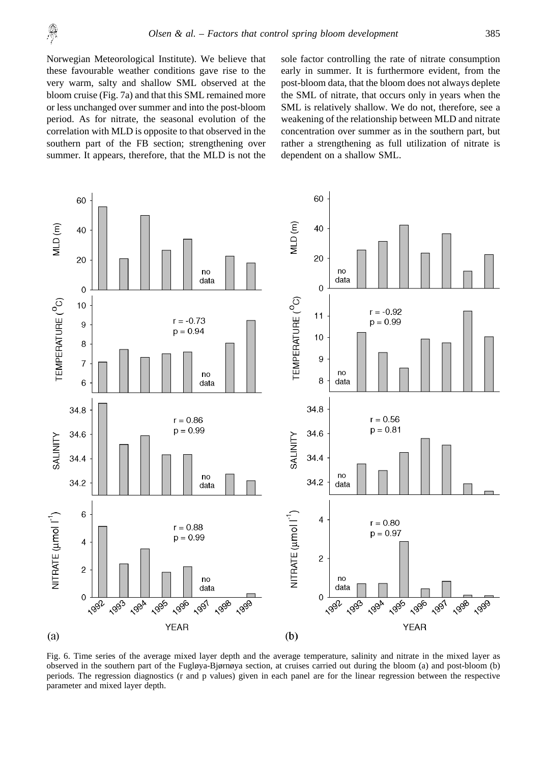Norwegian Meteorological Institute). We believe that these favourable weather conditions gave rise to the very warm, salty and shallow SML observed at the bloom cruise (Fig. 7a) and that this SML remained more or less unchanged over summer and into the post-bloom period. As for nitrate, the seasonal evolution of the correlation with MLD is opposite to that observed in the southern part of the FB section; strengthening over summer. It appears, therefore, that the MLD is not the sole factor controlling the rate of nitrate consumption early in summer. It is furthermore evident, from the post-bloom data, that the bloom does not always deplete the SML of nitrate, that occurs only in years when the SML is relatively shallow. We do not, therefore, see a weakening of the relationship between MLD and nitrate concentration over summer as in the southern part, but rather a strengthening as full utilization of nitrate is dependent on a shallow SML.

(a)

MLD (m)
60
40
20
0
no data

TEMPERATURE (°C)
10
9
8
7
6
r = -0.73
p = 0.94
no data

SALINITY
34.8
34.6
34.4
34.2
r = 0.86
p = 0.99
no data

NITRATE (μmol l⁻¹)
6
4
2
0
r = 0.88
p = 0.99
no data

1992 1993 1994 1995 1996 1997 1998 1999
YEAR

(b)

MLD (m)
60
40
20
0
no data

TEMPERATURE (°C)
11
10
9
8
r = -0.92
p = 0.99
no data

SALINITY
34.8
34.6
34.4
34.2
r = 0.56
p = 0.81
no data

NITRATE (μmol l⁻¹)
4
2
0
r = 0.80
p = 0.97
no data

1992 1993 1994 1995 1996 1997 1998 1999
YEAR

Fig. 6. Time series of the average mixed layer depth and the average temperature, salinity and nitrate in the mixed layer as observed in the southern part of the Fugløya-Bjørnøya section, at cruises carried out during the bloom (a) and post-bloom (b) periods. The regression diagnostics (r and p values) given in each panel are for the linear regression between the respective parameter and mixed layer depth.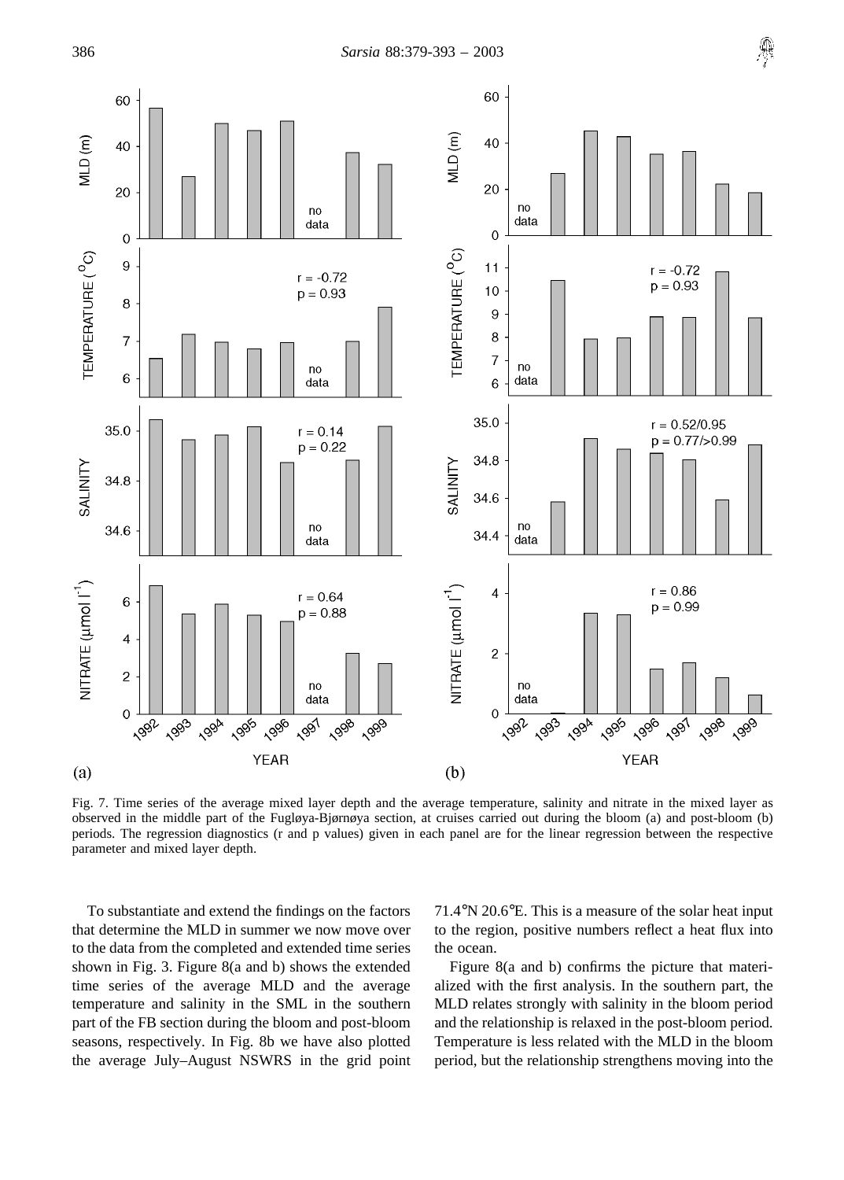(a)

MLD (m)
60
40
20
0
no data

TEMPERATURE (°C)
9
8
7
6
r = -0.72
p = 0.93
no data

SALINITY
35.0
34.8
34.6
r = 0.14
p = 0.22
no data

NITRATE (μmol l⁻¹)
6
4
2
0
r = 0.64
p = 0.88
no data

1992 1993 1994 1995 1996 1997 1998 1999
YEAR

(b)

MLD (m)
60
40
20
0
no data

TEMPERATURE (°C)
11
10
9
8
7
6
r = -0.72
p = 0.93
no data

SALINITY
35.0
34.8
34.6
34.4
r = 0.52/0.95
p = 0.77/>0.99
no data

NITRATE (μmol l⁻¹)
4
2
0
r = 0.86
p = 0.99
no data

1992 1993 1994 1995 1996 1997 1998 1999
YEAR

Fig. 7. Time series of the average mixed layer depth and the average temperature, salinity and nitrate in the mixed layer as observed in the middle part of the Fugløya-Bjørnøya section, at cruises carried out during the bloom (a) and post-bloom (b) periods. The regression diagnostics (r and p values) given in each panel are for the linear regression between the respective parameter and mixed layer depth.

To substantiate and extend the findings on the factors that determine the MLD in summer we now move over to the data from the completed and extended time series shown in Fig. 3. Figure 8(a and b) shows the extended time series of the average MLD and the average temperature and salinity in the SML in the southern part of the FB section during the bloom and post-bloom seasons, respectively. In Fig. 8b we have also plotted the average July–August NSWRS in the grid point 71.4°N 20.6°E. This is a measure of the solar heat input to the region, positive numbers reflect a heat flux into the ocean.

Figure 8(a and b) confirms the picture that materialized with the first analysis. In the southern part, the MLD relates strongly with salinity in the bloom period and the relationship is relaxed in the post-bloom period. Temperature is less related with the MLD in the bloom period, but the relationship strengthens moving into the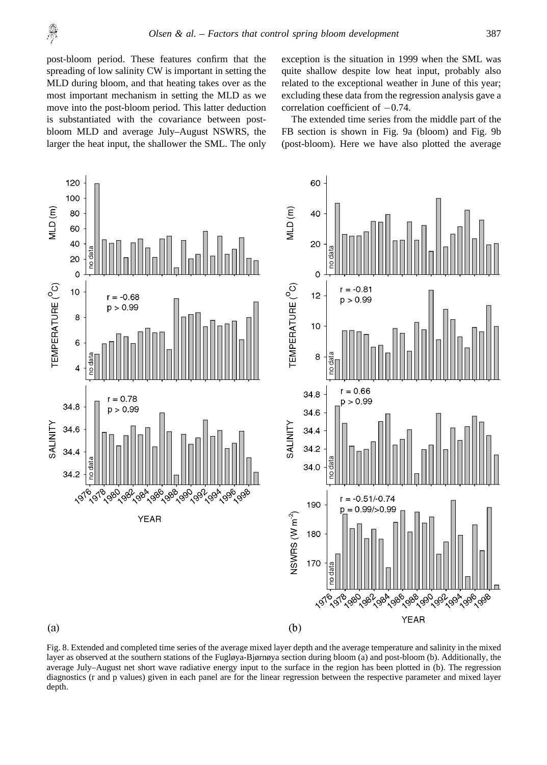post-bloom period. These features confirm that the spreading of low salinity CW is important in setting the MLD during bloom, and that heating takes over as the most important mechanism in setting the MLD as we move into the post-bloom period. This latter deduction is substantiated with the covariance between post-bloom MLD and average July–August NSWRS, the larger the heat input, the shallower the SML. The only exception is the situation in 1999 when the SML was quite shallow despite low heat input, probably also related to the exceptional weather in June of this year; excluding these data from the regression analysis gave a correlation coefficient of −0.74.

The extended time series from the middle part of the FB section is shown in Fig. 9a (bloom) and Fig. 9b (post-bloom). Here we have also plotted the average

MLD (m)
no data
TEMPERATURE (°C)
r = -0.68
p > 0.99
no data
SALINITY
r = 0.78
p > 0.99
no data
1976 1978 1980 1982 1984 1986 1988 1990 1992 1994 1996 1998
YEAR
(a)

MLD (m)
no data
TEMPERATURE (°C)
r = -0.81
p > 0.99
no data
SALINITY
r = 0.66
p > 0.99
no data
NSWRS (W m$^{-2}$)
r = -0.51/-0.74
p = 0.99/>0.99
no data
1976 1978 1980 1982 1984 1986 1988 1990 1992 1994 1996 1998
YEAR
(b)

Fig. 8. Extended and completed time series of the average mixed layer depth and the average temperature and salinity in the mixed layer as observed at the southern stations of the Fugløya-Bjørnøya section during bloom (a) and post-bloom (b). Additionally, the average July–August net short wave radiative energy input to the surface in the region has been plotted in (b). The regression diagnostics (r and p values) given in each panel are for the linear regression between the respective parameter and mixed layer depth.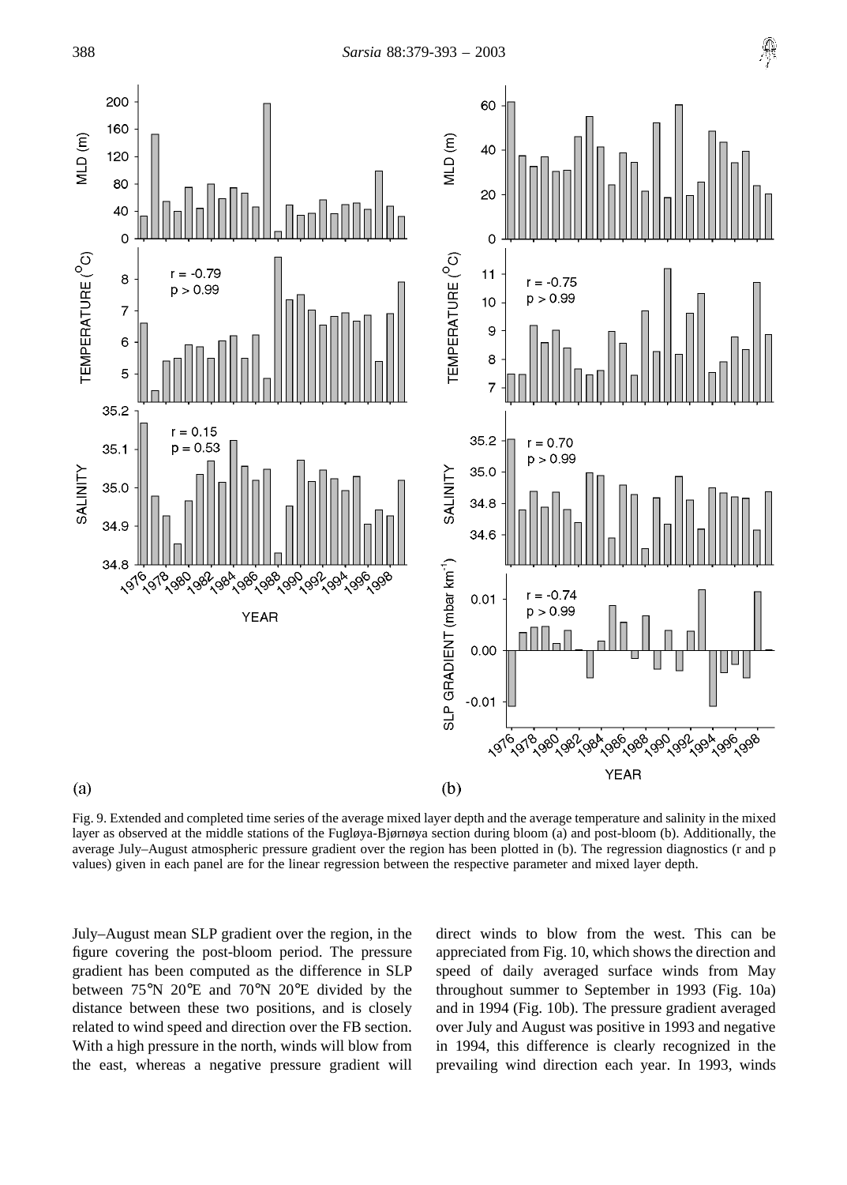(a)

MLD (m)
200
160
120
80
40
0

TEMPERATURE (°C)
r = -0.79
p > 0.99
8
7
6
5

SALINITY
35.2
r = 0.15
p = 0.53
35.1
35.0
34.9
34.8

1976 1978 1980 1982 1984 1986 1988 1990 1992 1994 1996 1998

YEAR

(b)

MLD (m)
60
40
20
0

TEMPERATURE (°C)
r = -0.75
p > 0.99
11
10
9
8
7

SALINITY
35.2
r = 0.70
p > 0.99
35.0
34.8
34.6

SLP GRADIENT (mbar km$^{-1}$)
r = -0.74
p > 0.99
0.01
0.00
-0.01

1976 1978 1980 1982 1984 1986 1988 1990 1992 1994 1996 1998

YEAR

Fig. 9. Extended and completed time series of the average mixed layer depth and the average temperature and salinity in the mixed layer as observed at the middle stations of the Fugløya-Bjørnøya section during bloom (a) and post-bloom (b). Additionally, the average July–August atmospheric pressure gradient over the region has been plotted in (b). The regression diagnostics (r and p values) given in each panel are for the linear regression between the respective parameter and mixed layer depth.

July–August mean SLP gradient over the region, in the figure covering the post-bloom period. The pressure gradient has been computed as the difference in SLP between 75°N 20°E and 70°N 20°E divided by the distance between these two positions, and is closely related to wind speed and direction over the FB section. With a high pressure in the north, winds will blow from the east, whereas a negative pressure gradient will direct winds to blow from the west. This can be appreciated from Fig. 10, which shows the direction and speed of daily averaged surface winds from May throughout summer to September in 1993 (Fig. 10a) and in 1994 (Fig. 10b). The pressure gradient averaged over July and August was positive in 1993 and negative in 1994, this difference is clearly recognized in the prevailing wind direction each year. In 1993, winds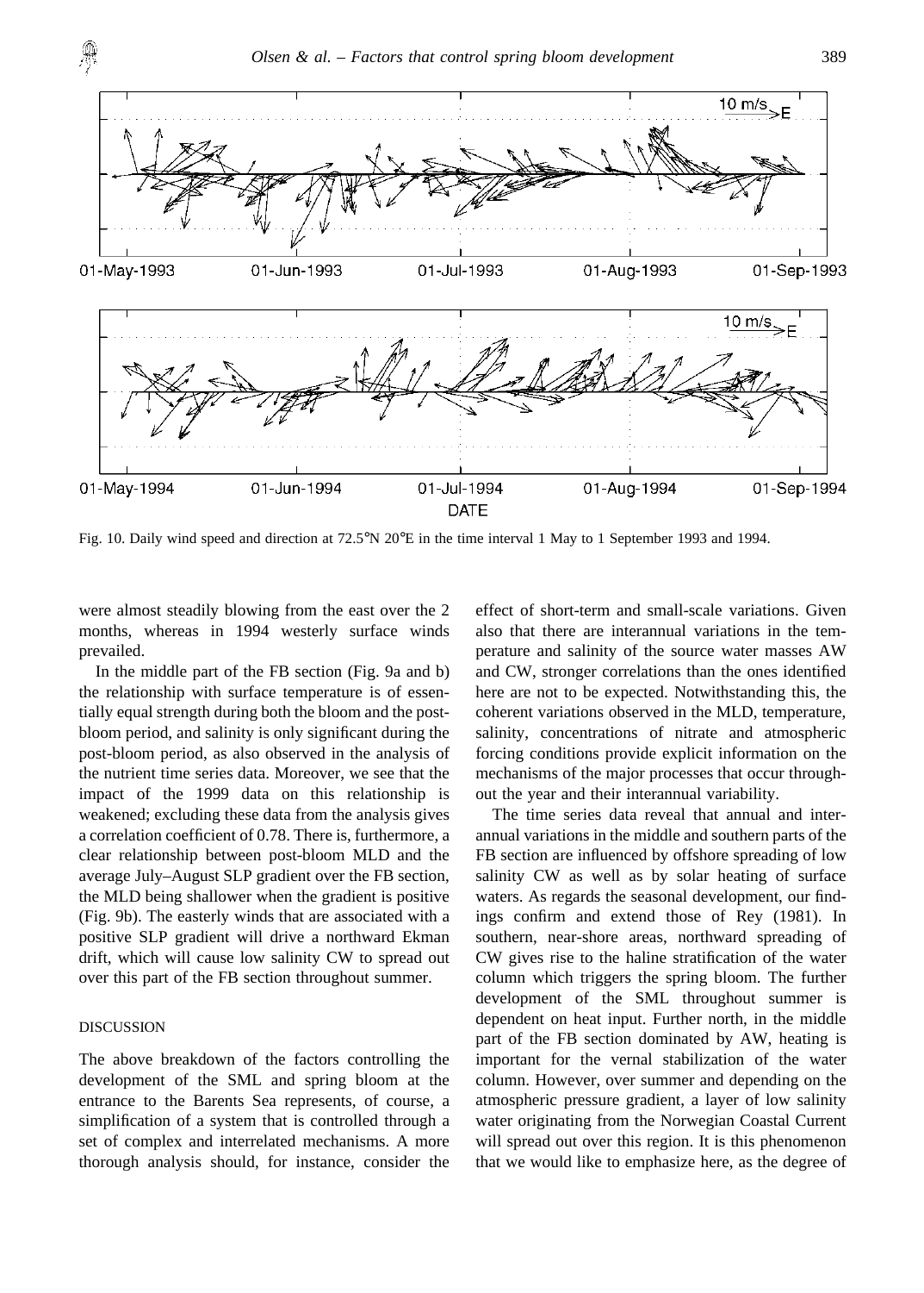10 m/s
E

01-May-1993 01-Jun-1993 01-Jul-1993 01-Aug-1993 01-Sep-1993

10 m/s
E

01-May-1994 01-Jun-1994 01-Jul-1994 01-Aug-1994 01-Sep-1994

DATE

Fig. 10. Daily wind speed and direction at 72.5°N 20°E in the time interval 1 May to 1 September 1993 and 1994.

were almost steadily blowing from the east over the 2 months, whereas in 1994 westerly surface winds prevailed.

In the middle part of the FB section (Fig. 9a and b) the relationship with surface temperature is of essentially equal strength during both the bloom and the post-bloom period, and salinity is only significant during the post-bloom period, as also observed in the analysis of the nutrient time series data. Moreover, we see that the impact of the 1999 data on this relationship is weakened; excluding these data from the analysis gives a correlation coefficient of 0.78. There is, furthermore, a clear relationship between post-bloom MLD and the average July–August SLP gradient over the FB section, the MLD being shallower when the gradient is positive (Fig. 9b). The easterly winds that are associated with a positive SLP gradient will drive a northward Ekman drift, which will cause low salinity CW to spread out over this part of the FB section throughout summer.

## DISCUSSION

The above breakdown of the factors controlling the development of the SML and spring bloom at the entrance to the Barents Sea represents, of course, a simplification of a system that is controlled through a set of complex and interrelated mechanisms. A more thorough analysis should, for instance, consider the effect of short-term and small-scale variations. Given also that there are interannual variations in the temperature and salinity of the source water masses AW and CW, stronger correlations than the ones identified here are not to be expected. Notwithstanding this, the coherent variations observed in the MLD, temperature, salinity, concentrations of nitrate and atmospheric forcing conditions provide explicit information on the mechanisms of the major processes that occur throughout the year and their interannual variability.

The time series data reveal that annual and interannual variations in the middle and southern parts of the FB section are influenced by offshore spreading of low salinity CW as well as by solar heating of surface waters. As regards the seasonal development, our findings confirm and extend those of Rey (1981). In southern, near-shore areas, northward spreading of CW gives rise to the haline stratification of the water column which triggers the spring bloom. The further development of the SML throughout summer is dependent on heat input. Further north, in the middle part of the FB section dominated by AW, heating is important for the vernal stabilization of the water column. However, over summer and depending on the atmospheric pressure gradient, a layer of low salinity water originating from the Norwegian Coastal Current will spread out over this region. It is this phenomenon that we would like to emphasize here, as the degree of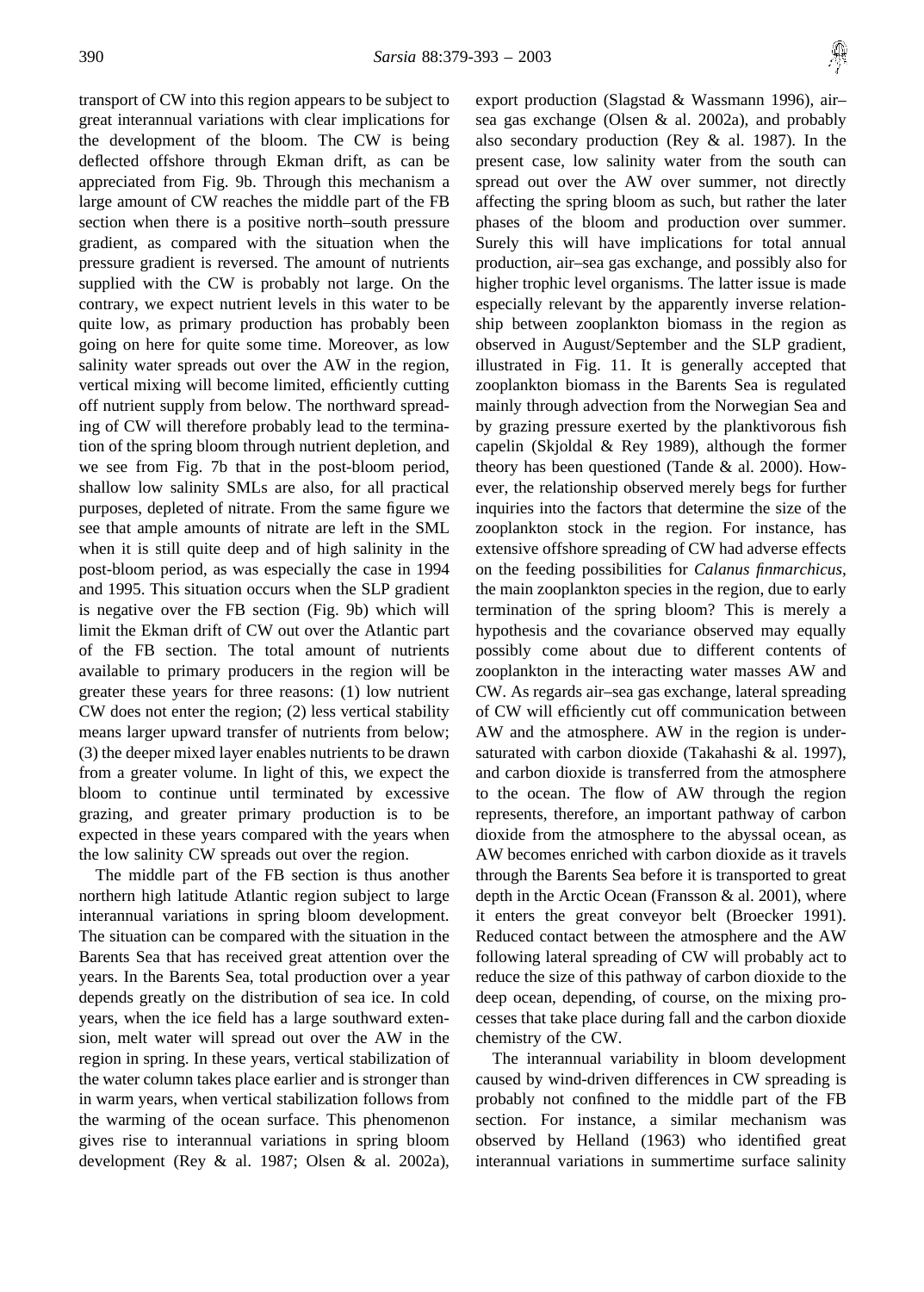transport of CW into this region appears to be subject to great interannual variations with clear implications for the development of the bloom. The CW is being deflected offshore through Ekman drift, as can be appreciated from Fig. 9b. Through this mechanism a large amount of CW reaches the middle part of the FB section when there is a positive north–south pressure gradient, as compared with the situation when the pressure gradient is reversed. The amount of nutrients supplied with the CW is probably not large. On the contrary, we expect nutrient levels in this water to be quite low, as primary production has probably been going on here for quite some time. Moreover, as low salinity water spreads out over the AW in the region, vertical mixing will become limited, efficiently cutting off nutrient supply from below. The northward spreading of CW will therefore probably lead to the termination of the spring bloom through nutrient depletion, and we see from Fig. 7b that in the post-bloom period, shallow low salinity SMLs are also, for all practical purposes, depleted of nitrate. From the same figure we see that ample amounts of nitrate are left in the SML when it is still quite deep and of high salinity in the post-bloom period, as was especially the case in 1994 and 1995. This situation occurs when the SLP gradient is negative over the FB section (Fig. 9b) which will limit the Ekman drift of CW out over the Atlantic part of the FB section. The total amount of nutrients available to primary producers in the region will be greater these years for three reasons: (1) low nutrient CW does not enter the region; (2) less vertical stability means larger upward transfer of nutrients from below; (3) the deeper mixed layer enables nutrients to be drawn from a greater volume. In light of this, we expect the bloom to continue until terminated by excessive grazing, and greater primary production is to be expected in these years compared with the years when the low salinity CW spreads out over the region.

The middle part of the FB section is thus another northern high latitude Atlantic region subject to large interannual variations in spring bloom development. The situation can be compared with the situation in the Barents Sea that has received great attention over the years. In the Barents Sea, total production over a year depends greatly on the distribution of sea ice. In cold years, when the ice field has a large southward extension, melt water will spread out over the AW in the region in spring. In these years, vertical stabilization of the water column takes place earlier and is stronger than in warm years, when vertical stabilization follows from the warming of the ocean surface. This phenomenon gives rise to interannual variations in spring bloom development (Rey & al. 1987; Olsen & al. 2002a), export production (Slagstad & Wassmann 1996), air–sea gas exchange (Olsen & al. 2002a), and probably also secondary production (Rey & al. 1987). In the present case, low salinity water from the south can spread out over the AW over summer, not directly affecting the spring bloom as such, but rather the later phases of the bloom and production over summer. Surely this will have implications for total annual production, air–sea gas exchange, and possibly also for higher trophic level organisms. The latter issue is made especially relevant by the apparently inverse relationship between zooplankton biomass in the region as observed in August/September and the SLP gradient, illustrated in Fig. 11. It is generally accepted that zooplankton biomass in the Barents Sea is regulated mainly through advection from the Norwegian Sea and by grazing pressure exerted by the planktivorous fish capelin (Skjoldal & Rey 1989), although the former theory has been questioned (Tande & al. 2000). However, the relationship observed merely begs for further inquiries into the factors that determine the size of the zooplankton stock in the region. For instance, has extensive offshore spreading of CW had adverse effects on the feeding possibilities for *Calanus finmarchicus*, the main zooplankton species in the region, due to early termination of the spring bloom? This is merely a hypothesis and the covariance observed may equally possibly come about due to different contents of zooplankton in the interacting water masses AW and CW. As regards air–sea gas exchange, lateral spreading of CW will efficiently cut off communication between AW and the atmosphere. AW in the region is undersaturated with carbon dioxide (Takahashi & al. 1997), and carbon dioxide is transferred from the atmosphere to the ocean. The flow of AW through the region represents, therefore, an important pathway of carbon dioxide from the atmosphere to the abyssal ocean, as AW becomes enriched with carbon dioxide as it travels through the Barents Sea before it is transported to great depth in the Arctic Ocean (Fransson & al. 2001), where it enters the great conveyor belt (Broecker 1991). Reduced contact between the atmosphere and the AW following lateral spreading of CW will probably act to reduce the size of this pathway of carbon dioxide to the deep ocean, depending, of course, on the mixing processes that take place during fall and the carbon dioxide chemistry of the CW.

The interannual variability in bloom development caused by wind-driven differences in CW spreading is probably not confined to the middle part of the FB section. For instance, a similar mechanism was observed by Helland (1963) who identified great interannual variations in summertime surface salinity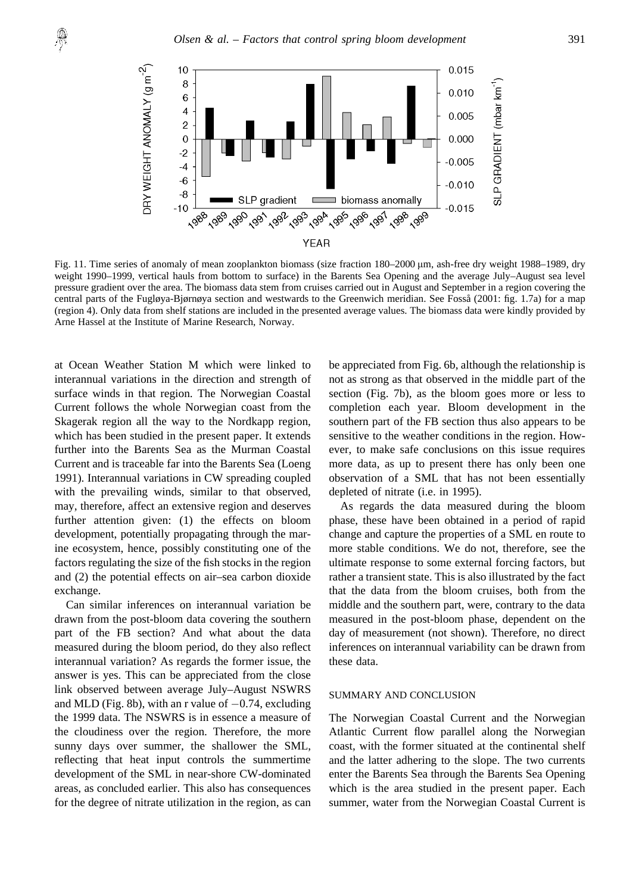DRY WEIGHT ANOMALY (g m$^{-2}$)

SLP GRADIENT (mbar km$^{-1}$)

10, 8, 6, 4, 2, 0, -2, -4, -6, -8, -10

0.015, 0.010, 0.005, 0.000, -0.005, -0.010, -0.015

SLP gradient

biomass anomaly

1988, 1989, 1990, 1991, 1992, 1993, 1994, 1995, 1996, 1997, 1998, 1999

YEAR

Fig. 11. Time series of anomaly of mean zooplankton biomass (size fraction 180–2000 μm, ash-free dry weight 1988–1989, dry weight 1990–1999, vertical hauls from bottom to surface) in the Barents Sea Opening and the average July–August sea level pressure gradient over the area. The biomass data stem from cruises carried out in August and September in a region covering the central parts of the Fugløya-Bjørnøya section and westwards to the Greenwich meridian. See Fosså (2001: fig. 1.7a) for a map (region 4). Only data from shelf stations are included in the presented average values. The biomass data were kindly provided by Arne Hassel at the Institute of Marine Research, Norway.

at Ocean Weather Station M which were linked to interannual variations in the direction and strength of surface winds in that region. The Norwegian Coastal Current follows the whole Norwegian coast from the Skagerak region all the way to the Nordkapp region, which has been studied in the present paper. It extends further into the Barents Sea as the Murman Coastal Current and is traceable far into the Barents Sea (Loeng 1991). Interannual variations in CW spreading coupled with the prevailing winds, similar to that observed, may, therefore, affect an extensive region and deserves further attention given: (1) the effects on bloom development, potentially propagating through the marine ecosystem, hence, possibly constituting one of the factors regulating the size of the fish stocks in the region and (2) the potential effects on air–sea carbon dioxide exchange.

Can similar inferences on interannual variation be drawn from the post-bloom data covering the southern part of the FB section? And what about the data measured during the bloom period, do they also reflect interannual variation? As regards the former issue, the answer is yes. This can be appreciated from the close link observed between average July–August NSWRS and MLD (Fig. 8b), with an r value of $-0.74$, excluding the 1999 data. The NSWRS is in essence a measure of the cloudiness over the region. Therefore, the more sunny days over summer, the shallower the SML, reflecting that heat input controls the summertime development of the SML in near-shore CW-dominated areas, as concluded earlier. This also has consequences for the degree of nitrate utilization in the region, as can be appreciated from Fig. 6b, although the relationship is not as strong as that observed in the middle part of the section (Fig. 7b), as the bloom goes more or less to completion each year. Bloom development in the southern part of the FB section thus also appears to be sensitive to the weather conditions in the region. However, to make safe conclusions on this issue requires more data, as up to present there has only been one observation of a SML that has not been essentially depleted of nitrate (i.e. in 1995).

As regards the data measured during the bloom phase, these have been obtained in a period of rapid change and capture the properties of a SML en route to more stable conditions. We do not, therefore, see the ultimate response to some external forcing factors, but rather a transient state. This is also illustrated by the fact that the data from the bloom cruises, both from the middle and the southern part, were, contrary to the data measured in the post-bloom phase, dependent on the day of measurement (not shown). Therefore, no direct inferences on interannual variability can be drawn from these data.

## SUMMARY AND CONCLUSION

The Norwegian Coastal Current and the Norwegian Atlantic Current flow parallel along the Norwegian coast, with the former situated at the continental shelf and the latter adhering to the slope. The two currents enter the Barents Sea through the Barents Sea Opening which is the area studied in the present paper. Each summer, water from the Norwegian Coastal Current is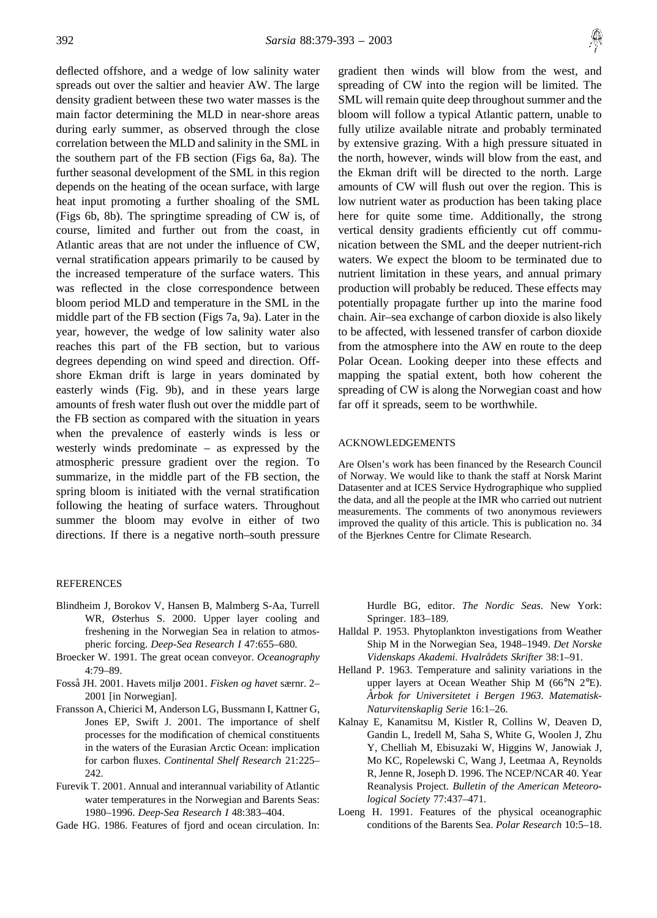deflected offshore, and a wedge of low salinity water spreads out over the saltier and heavier AW. The large density gradient between these two water masses is the main factor determining the MLD in near-shore areas during early summer, as observed through the close correlation between the MLD and salinity in the SML in the southern part of the FB section (Figs 6a, 8a). The further seasonal development of the SML in this region depends on the heating of the ocean surface, with large heat input promoting a further shoaling of the SML (Figs 6b, 8b). The springtime spreading of CW is, of course, limited and further out from the coast, in Atlantic areas that are not under the influence of CW, vernal stratification appears primarily to be caused by the increased temperature of the surface waters. This was reflected in the close correspondence between bloom period MLD and temperature in the SML in the middle part of the FB section (Figs 7a, 9a). Later in the year, however, the wedge of low salinity water also reaches this part of the FB section, but to various degrees depending on wind speed and direction. Offshore Ekman drift is large in years dominated by easterly winds (Fig. 9b), and in these years large amounts of fresh water flush out over the middle part of the FB section as compared with the situation in years when the prevalence of easterly winds is less or westerly winds predominate – as expressed by the atmospheric pressure gradient over the region. To summarize, in the middle part of the FB section, the spring bloom is initiated with the vernal stratification following the heating of surface waters. Throughout summer the bloom may evolve in either of two directions. If there is a negative north–south pressure gradient then winds will blow from the west, and spreading of CW into the region will be limited. The SML will remain quite deep throughout summer and the bloom will follow a typical Atlantic pattern, unable to fully utilize available nitrate and probably terminated by extensive grazing. With a high pressure situated in the north, however, winds will blow from the east, and the Ekman drift will be directed to the north. Large amounts of CW will flush out over the region. This is low nutrient water as production has been taking place here for quite some time. Additionally, the strong vertical density gradients efficiently cut off communication between the SML and the deeper nutrient-rich waters. We expect the bloom to be terminated due to nutrient limitation in these years, and annual primary production will probably be reduced. These effects may potentially propagate further up into the marine food chain. Air–sea exchange of carbon dioxide is also likely to be affected, with lessened transfer of carbon dioxide from the atmosphere into the AW en route to the deep Polar Ocean. Looking deeper into these effects and mapping the spatial extent, both how coherent the spreading of CW is along the Norwegian coast and how far off it spreads, seem to be worthwhile.

## ACKNOWLEDGEMENTS

Are Olsen's work has been financed by the Research Council of Norway. We would like to thank the staff at Norsk Marint Datasenter and at ICES Service Hydrographique who supplied the data, and all the people at the IMR who carried out nutrient measurements. The comments of two anonymous reviewers improved the quality of this article. This is publication no. 34 of the Bjerknes Centre for Climate Research.

## REFERENCES

Blindheim J, Borokov V, Hansen B, Malmberg S-Aa, Turrell WR, Østerhus S. 2000. Upper layer cooling and freshening in the Norwegian Sea in relation to atmospheric forcing. *Deep-Sea Research I* 47:655–680.

Broecker W. 1991. The great ocean conveyor. *Oceanography* 4:79–89.

Fosså JH. 2001. Havets miljø 2001. *Fisken og havet* særnr. 2–2001 [in Norwegian].

Fransson A, Chierici M, Anderson LG, Bussmann I, Kattner G, Jones EP, Swift J. 2001. The importance of shelf processes for the modification of chemical constituents in the waters of the Eurasian Arctic Ocean: implication for carbon fluxes. *Continental Shelf Research* 21:225–242.

Furevik T. 2001. Annual and interannual variability of Atlantic water temperatures in the Norwegian and Barents Seas: 1980–1996. *Deep-Sea Research I* 48:383–404.

Gade HG. 1986. Features of fjord and ocean circulation. In: Hurdle BG, editor. *The Nordic Seas*. New York: Springer. 183–189.

Halldal P. 1953. Phytoplankton investigations from Weather Ship M in the Norwegian Sea, 1948–1949. *Det Norske Videnskaps Akademi. Hvalrådets Skrifter* 38:1–91.

Helland P. 1963. Temperature and salinity variations in the upper layers at Ocean Weather Ship M (66°N 2°E). *Årbok for Universitetet i Bergen 1963. Matematisk-Naturvitenskaplig Serie* 16:1–26.

Kalnay E, Kanamitsu M, Kistler R, Collins W, Deaven D, Gandin L, Iredell M, Saha S, White G, Woolen J, Zhu Y, Chelliah M, Ebisuzaki W, Higgins W, Janowiak J, Mo KC, Ropelewski C, Wang J, Leetmaa A, Reynolds R, Jenne R, Joseph D. 1996. The NCEP/NCAR 40. Year Reanalysis Project. *Bulletin of the American Meteorological Society* 77:437–471.

Loeng H. 1991. Features of the physical oceanographic conditions of the Barents Sea. *Polar Research* 10:5–18.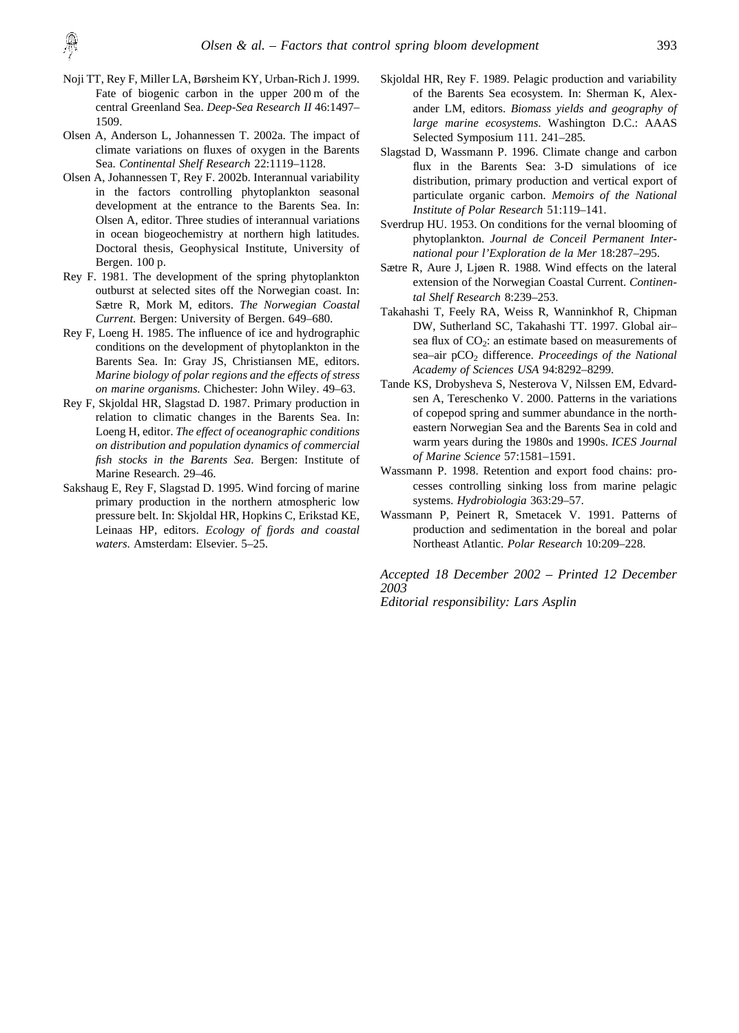Noji TT, Rey F, Miller LA, Børsheim KY, Urban-Rich J. 1999. Fate of biogenic carbon in the upper 200 m of the central Greenland Sea. *Deep-Sea Research II* 46:1497–1509.

Olsen A, Anderson L, Johannessen T. 2002a. The impact of climate variations on fluxes of oxygen in the Barents Sea. *Continental Shelf Research* 22:1119–1128.

Olsen A, Johannessen T, Rey F. 2002b. Interannual variability in the factors controlling phytoplankton seasonal development at the entrance to the Barents Sea. In: Olsen A, editor. Three studies of interannual variations in ocean biogeochemistry at northern high latitudes. Doctoral thesis, Geophysical Institute, University of Bergen. 100 p.

Rey F. 1981. The development of the spring phytoplankton outburst at selected sites off the Norwegian coast. In: Sætre R, Mork M, editors. *The Norwegian Coastal Current.* Bergen: University of Bergen. 649–680.

Rey F, Loeng H. 1985. The influence of ice and hydrographic conditions on the development of phytoplankton in the Barents Sea. In: Gray JS, Christiansen ME, editors. *Marine biology of polar regions and the effects of stress on marine organisms.* Chichester: John Wiley. 49–63.

Rey F, Skjoldal HR, Slagstad D. 1987. Primary production in relation to climatic changes in the Barents Sea. In: Loeng H, editor. *The effect of oceanographic conditions on distribution and population dynamics of commercial fish stocks in the Barents Sea.* Bergen: Institute of Marine Research. 29–46.

Sakshaug E, Rey F, Slagstad D. 1995. Wind forcing of marine primary production in the northern atmospheric low pressure belt. In: Skjoldal HR, Hopkins C, Erikstad KE, Leinaas HP, editors. *Ecology of fjords and coastal waters.* Amsterdam: Elsevier. 5–25.

Skjoldal HR, Rey F. 1989. Pelagic production and variability of the Barents Sea ecosystem. In: Sherman K, Alexander LM, editors. *Biomass yields and geography of large marine ecosystems.* Washington D.C.: AAAS Selected Symposium 111. 241–285.

Slagstad D, Wassmann P. 1996. Climate change and carbon flux in the Barents Sea: 3-D simulations of ice distribution, primary production and vertical export of particulate organic carbon. *Memoirs of the National Institute of Polar Research* 51:119–141.

Sverdrup HU. 1953. On conditions for the vernal blooming of phytoplankton. *Journal de Conceil Permanent International pour l'Exploration de la Mer* 18:287–295.

Sætre R, Aure J, Ljøen R. 1988. Wind effects on the lateral extension of the Norwegian Coastal Current. *Continental Shelf Research* 8:239–253.

Takahashi T, Feely RA, Weiss R, Wanninkhof R, Chipman DW, Sutherland SC, Takahashi TT. 1997. Global air–sea flux of $CO_2$: an estimate based on measurements of sea–air $pCO_2$ difference. *Proceedings of the National Academy of Sciences USA* 94:8292–8299.

Tande KS, Drobysheva S, Nesterova V, Nilssen EM, Edvardsen A, Tereschenko V. 2000. Patterns in the variations of copepod spring and summer abundance in the northeastern Norwegian Sea and the Barents Sea in cold and warm years during the 1980s and 1990s. *ICES Journal of Marine Science* 57:1581–1591.

Wassmann P. 1998. Retention and export food chains: processes controlling sinking loss from marine pelagic systems. *Hydrobiologia* 363:29–57.

Wassmann P, Peinert R, Smetacek V. 1991. Patterns of production and sedimentation in the boreal and polar Northeast Atlantic. *Polar Research* 10:209–228.

*Accepted 18 December 2002 – Printed 12 December 2003*
*Editorial responsibility: Lars Asplin*